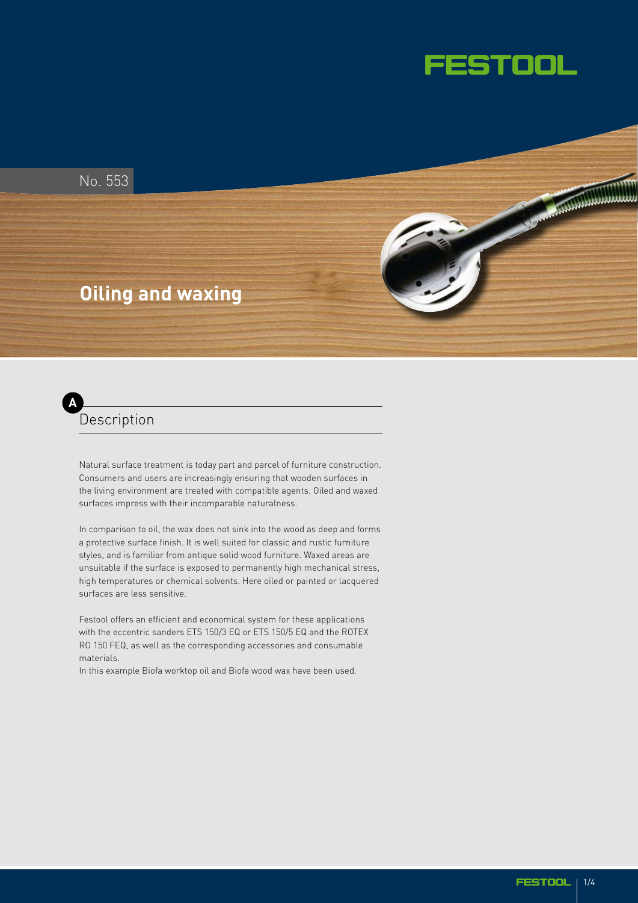FESTOOL

No. 553

# Oiling and waxing

## A Description

Natural surface treatment is today part and parcel of furniture construction. Consumers and users are increasingly ensuring that wooden surfaces in the living environment are treated with compatible agents. Oiled and waxed surfaces impress with their incomparable naturalness.

In comparison to oil, the wax does not sink into the wood as deep and forms a protective surface finish. It is well suited for classic and rustic furniture styles, and is familiar from antique solid wood furniture. Waxed areas are unsuitable if the surface is exposed to permanently high mechanical stress, high temperatures or chemical solvents. Here oiled or painted or lacquered surfaces are less sensitive.

Festool offers an efficient and economical system for these applications with the eccentric sanders ETS 150/3 EQ or ETS 150/5 EQ and the ROTEX RO 150 FEQ, as well as the corresponding accessories and consumable materials.
In this example Biofa worktop oil and Biofa wood wax have been used.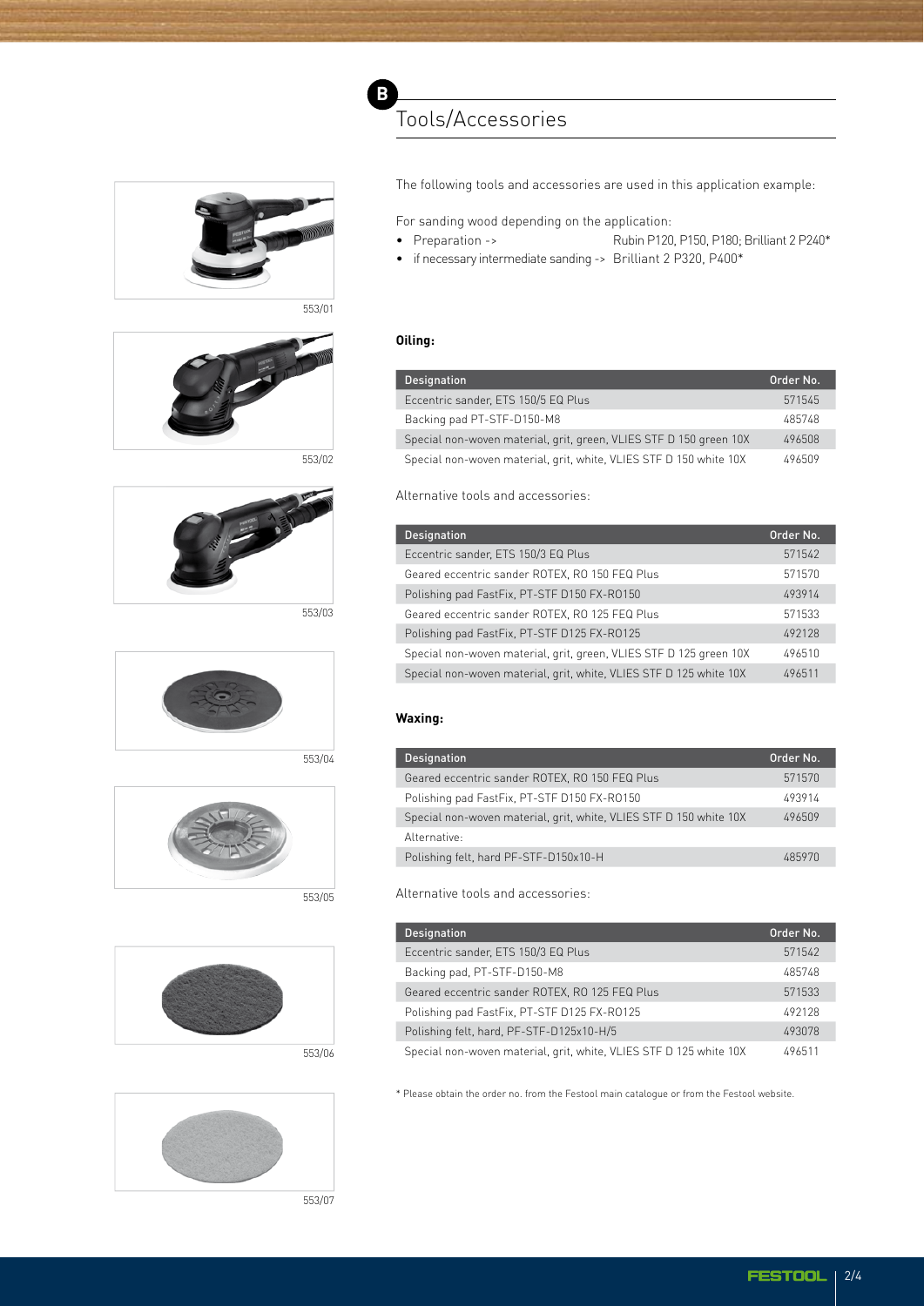# B Tools/Accessories

553/01

553/02

553/03

553/04

553/05

553/06

553/07

The following tools and accessories are used in this application example:

For sanding wood depending on the application:

- Preparation -> Rubin P120, P150, P180; Brilliant 2 P240*
- if necessary intermediate sanding -> Brilliant 2 P320, P400*

**Oiling:**

| Designation | Order No. |
|---|---|
| Eccentric sander, ETS 150/5 EQ Plus | 571545 |
| Backing pad PT-STF-D150-M8 | 485748 |
| Special non-woven material, grit, green, VLIES STF D 150 green 10X | 496508 |
| Special non-woven material, grit, white, VLIES STF D 150 white 10X | 496509 |

Alternative tools and accessories:

| Designation | Order No. |
|---|---|
| Eccentric sander, ETS 150/3 EQ Plus | 571542 |
| Geared eccentric sander ROTEX, RO 150 FEQ Plus | 571570 |
| Polishing pad FastFix, PT-STF D150 FX-RO150 | 493914 |
| Geared eccentric sander ROTEX, RO 125 FEQ Plus | 571533 |
| Polishing pad FastFix, PT-STF D125 FX-RO125 | 492128 |
| Special non-woven material, grit, green, VLIES STF D 125 green 10X | 496510 |
| Special non-woven material, grit, white, VLIES STF D 125 white 10X | 496511 |

**Waxing:**

| Designation | Order No. |
|---|---|
| Geared eccentric sander ROTEX, RO 150 FEQ Plus | 571570 |
| Polishing pad FastFix, PT-STF D150 FX-RO150 | 493914 |
| Special non-woven material, grit, white, VLIES STF D 150 white 10X | 496509 |
| Alternative: | |
| Polishing felt, hard PF-STF-D150x10-H | 485970 |

Alternative tools and accessories:

| Designation | Order No. |
|---|---|
| Eccentric sander, ETS 150/3 EQ Plus | 571542 |
| Backing pad, PT-STF-D150-M8 | 485748 |
| Geared eccentric sander ROTEX, RO 125 FEQ Plus | 571533 |
| Polishing pad FastFix, PT-STF D125 FX-RO125 | 492128 |
| Polishing felt, hard, PF-STF-D125x10-H/5 | 493078 |
| Special non-woven material, grit, white, VLIES STF D 125 white 10X | 496511 |

* Please obtain the order no. from the Festool main catalogue or from the Festool website.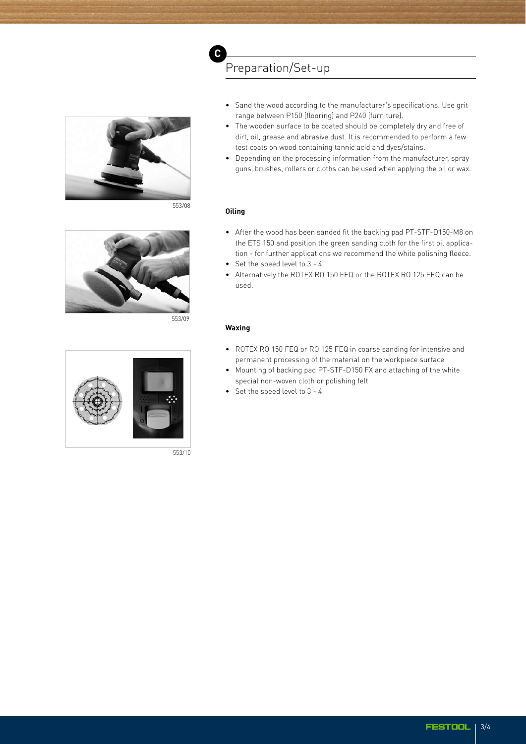## C Preparation/Set-up

- Sand the wood according to the manufacturer's specifications. Use grit range between P150 (flooring) and P240 (furniture).
- The wooden surface to be coated should be completely dry and free of dirt, oil, grease and abrasive dust. It is recommended to perform a few test coats on wood containing tannic acid and dyes/stains.
- Depending on the processing information from the manufacturer, spray guns, brushes, rollers or cloths can be used when applying the oil or wax.

553/08

**Oiling**

- After the wood has been sanded fit the backing pad PT-STF-D150-M8 on the ETS 150 and position the green sanding cloth for the first oil application - for further applications we recommend the white polishing fleece.
- Set the speed level to 3 - 4.
- Alternatively the ROTEX RO 150 FEQ or the ROTEX RO 125 FEQ can be used.

553/09

**Waxing**

- ROTEX RO 150 FEQ or RO 125 FEQ in coarse sanding for intensive and permanent processing of the material on the workpiece surface
- Mounting of backing pad PT-STF-D150 FX and attaching of the white special non-woven cloth or polishing felt
- Set the speed level to 3 - 4.

553/10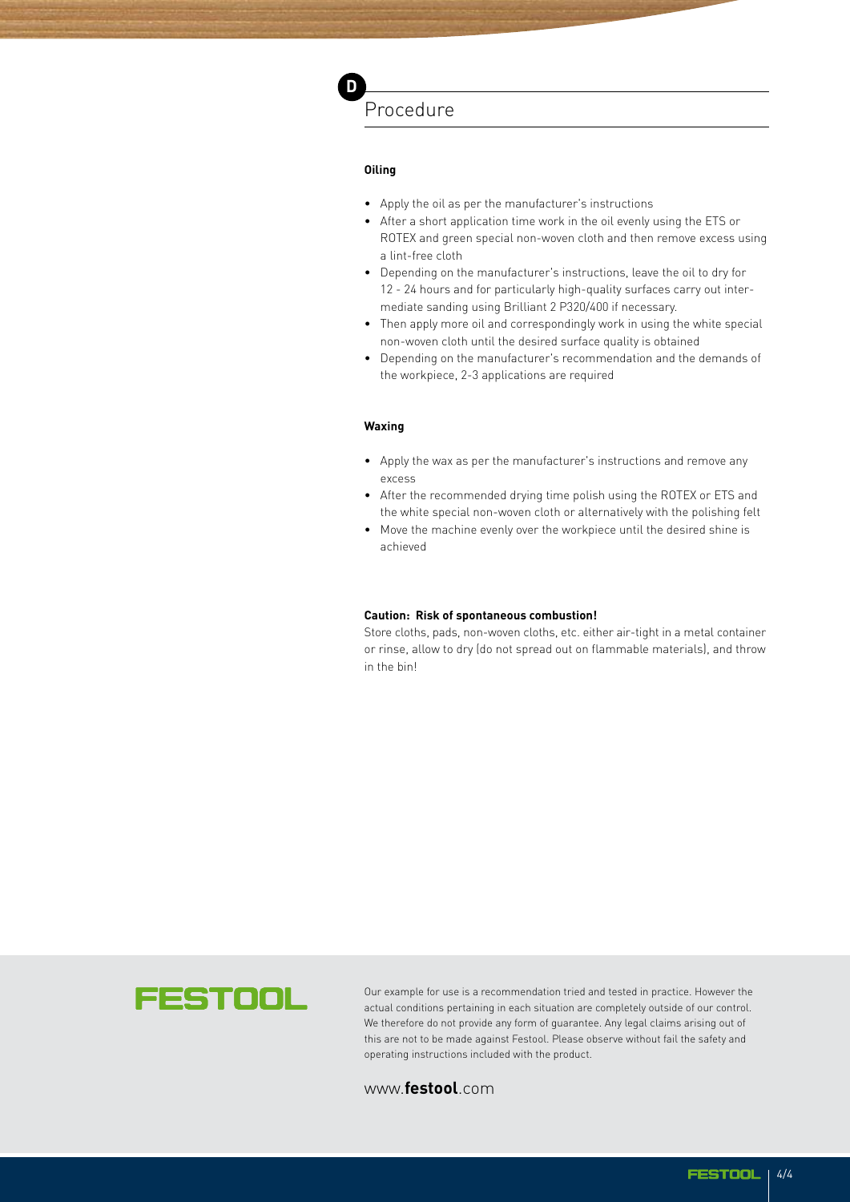## D Procedure

**Oiling**

- Apply the oil as per the manufacturer's instructions
- After a short application time work in the oil evenly using the ETS or ROTEX and green special non-woven cloth and then remove excess using a lint-free cloth
- Depending on the manufacturer's instructions, leave the oil to dry for 12 - 24 hours and for particularly high-quality surfaces carry out intermediate sanding using Brilliant 2 P320/400 if necessary.
- Then apply more oil and correspondingly work in using the white special non-woven cloth until the desired surface quality is obtained
- Depending on the manufacturer's recommendation and the demands of the workpiece, 2-3 applications are required

**Waxing**

- Apply the wax as per the manufacturer's instructions and remove any excess
- After the recommended drying time polish using the ROTEX or ETS and the white special non-woven cloth or alternatively with the polishing felt
- Move the machine evenly over the workpiece until the desired shine is achieved

**Caution: Risk of spontaneous combustion!**

Store cloths, pads, non-woven cloths, etc. either air-tight in a metal container or rinse, allow to dry (do not spread out on flammable materials), and throw in the bin!

FESTOOL

Our example for use is a recommendation tried and tested in practice. However the actual conditions pertaining in each situation are completely outside of our control. We therefore do not provide any form of guarantee. Any legal claims arising out of this are not to be made against Festool. Please observe without fail the safety and operating instructions included with the product.

www.**festool**.com